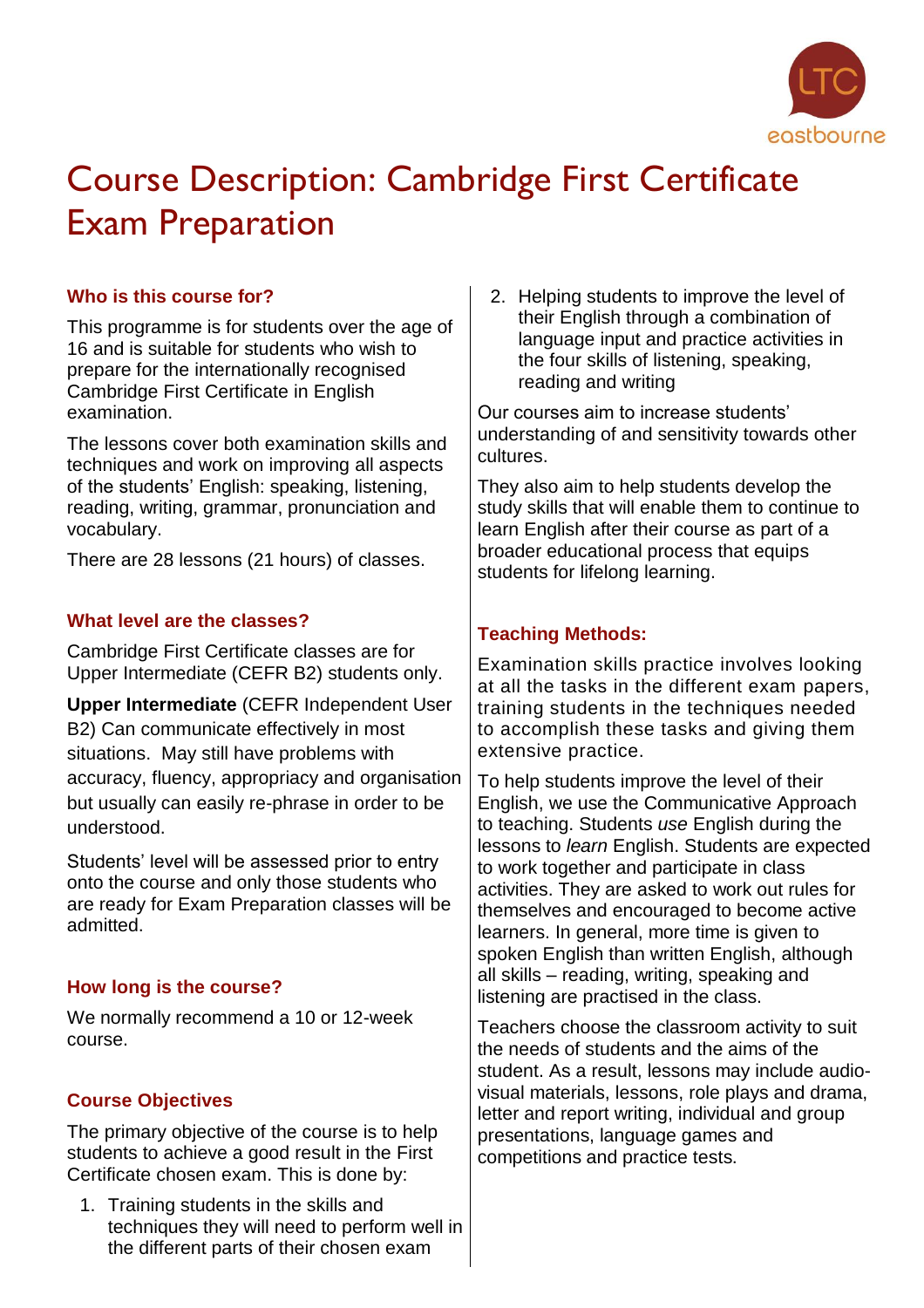# Course Description: Cambridge First Certificate Exam Preparation

## Who is this course for?

This programme is for students over the age of 16 and is suitable for students who wish to prepare for the internationally recognised Cambridge First Certificate in English examination.

The lessons cover both examination skills and techniques and work on improving all aspects of the students' English: speaking, listening, reading, writing, grammar, pronunciation and vocabulary.

There are 28 lessons (21 hours) of classes.

## What level are the classes?

Cambridge First Certificate classes are for Upper Intermediate (CEFR B2) students only.

**Upper Intermediate** (CEFR Independent User B2) Can communicate effectively in most situations. May still have problems with accuracy, fluency, appropriacy and organisation but usually can easily re-phrase in order to be understood.

Students' level will be assessed prior to entry onto the course and only those students who are ready for Exam Preparation classes will be admitted.

## How long is the course?

We normally recommend a 10 or 12-week course.

## Course Objectives

The primary objective of the course is to help students to achieve a good result in the First Certificate chosen exam. This is done by:

1. Training students in the skills and techniques they will need to perform well in the different parts of their chosen exam
2. Helping students to improve the level of their English through a combination of language input and practice activities in the four skills of listening, speaking, reading and writing

Our courses aim to increase students' understanding of and sensitivity towards other cultures.

They also aim to help students develop the study skills that will enable them to continue to learn English after their course as part of a broader educational process that equips students for lifelong learning.

## Teaching Methods:

Examination skills practice involves looking at all the tasks in the different exam papers, training students in the techniques needed to accomplish these tasks and giving them extensive practice.

To help students improve the level of their English, we use the Communicative Approach to teaching. Students *use* English during the lessons to *learn* English. Students are expected to work together and participate in class activities. They are asked to work out rules for themselves and encouraged to become active learners. In general, more time is given to spoken English than written English, although all skills – reading, writing, speaking and listening are practised in the class.

Teachers choose the classroom activity to suit the needs of students and the aims of the student. As a result, lessons may include audio-visual materials, lessons, role plays and drama, letter and report writing, individual and group presentations, language games and competitions and practice tests.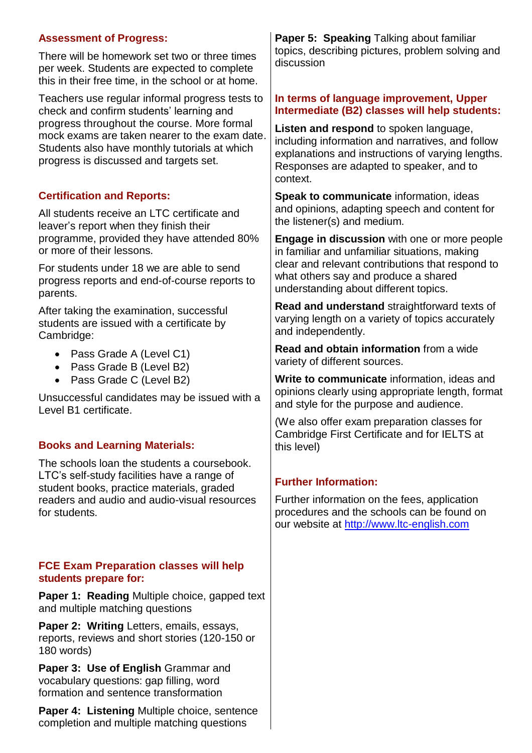## Assessment of Progress:

There will be homework set two or three times per week. Students are expected to complete this in their free time, in the school or at home.

Teachers use regular informal progress tests to check and confirm students' learning and progress throughout the course. More formal mock exams are taken nearer to the exam date. Students also have monthly tutorials at which progress is discussed and targets set.

## Certification and Reports:

All students receive an LTC certificate and leaver's report when they finish their programme, provided they have attended 80% or more of their lessons.

For students under 18 we are able to send progress reports and end-of-course reports to parents.

After taking the examination, successful students are issued with a certificate by Cambridge:

- Pass Grade A (Level C1)
- Pass Grade B (Level B2)
- Pass Grade C (Level B2)

Unsuccessful candidates may be issued with a Level B1 certificate.

## Books and Learning Materials:

The schools loan the students a coursebook. LTC's self-study facilities have a range of student books, practice materials, graded readers and audio and audio-visual resources for students.

## FCE Exam Preparation classes will help students prepare for:

**Paper 1: Reading** Multiple choice, gapped text and multiple matching questions

**Paper 2: Writing** Letters, emails, essays, reports, reviews and short stories (120-150 or 180 words)

**Paper 3: Use of English** Grammar and vocabulary questions: gap filling, word formation and sentence transformation

**Paper 4: Listening** Multiple choice, sentence completion and multiple matching questions

**Paper 5: Speaking** Talking about familiar topics, describing pictures, problem solving and discussion

## In terms of language improvement, Upper Intermediate (B2) classes will help students:

**Listen and respond** to spoken language, including information and narratives, and follow explanations and instructions of varying lengths. Responses are adapted to speaker, and to context.

**Speak to communicate** information, ideas and opinions, adapting speech and content for the listener(s) and medium.

**Engage in discussion** with one or more people in familiar and unfamiliar situations, making clear and relevant contributions that respond to what others say and produce a shared understanding about different topics.

**Read and understand** straightforward texts of varying length on a variety of topics accurately and independently.

**Read and obtain information** from a wide variety of different sources.

**Write to communicate** information, ideas and opinions clearly using appropriate length, format and style for the purpose and audience.

(We also offer exam preparation classes for Cambridge First Certificate and for IELTS at this level)

## Further Information:

Further information on the fees, application procedures and the schools can be found on our website at [http://www.ltc-english.com](http://www.ltc-english.com)